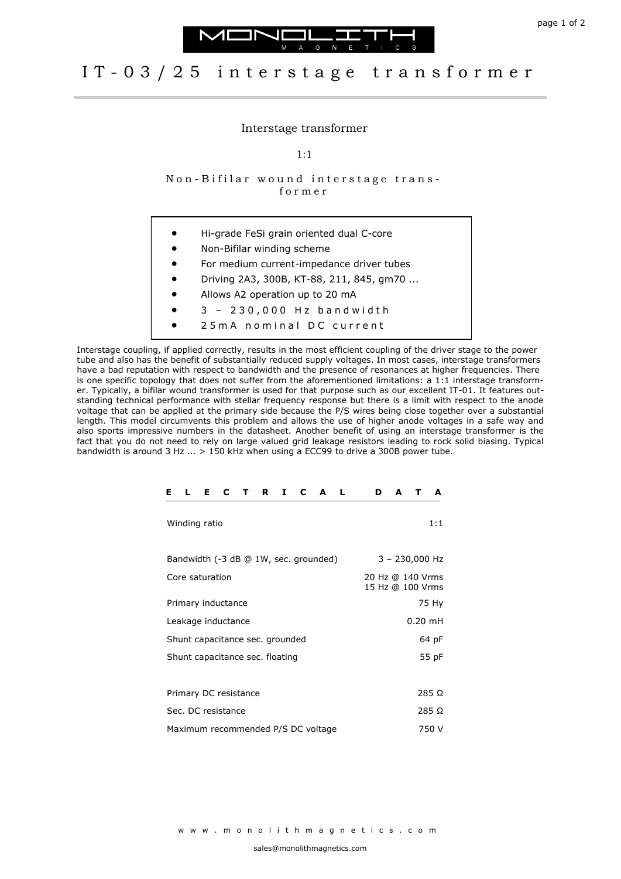MONOLITH MAGNETICS

# IT-03/25 interstage transformer

Interstage transformer

1:1

Non-Bifilar wound interstage transformer

- Hi-grade FeSi grain oriented dual C-core
- Non-Bifilar winding scheme
- For medium current-impedance driver tubes
- Driving 2A3, 300B, KT-88, 211, 845, gm70 ...
- Allows A2 operation up to 20 mA
- 3 – 230,000 Hz bandwidth
- 25mA nominal DC current

Interstage coupling, if applied correctly, results in the most efficient coupling of the driver stage to the power tube and also has the benefit of substantially reduced supply voltages. In most cases, interstage transformers have a bad reputation with respect to bandwidth and the presence of resonances at higher frequencies. There is one specific topology that does not suffer from the aforementioned limitations: a 1:1 interstage transformer. Typically, a bifilar wound transformer is used for that purpose such as our excellent IT-01. It features outstanding technical performance with stellar frequency response but there is a limit with respect to the anode voltage that can be applied at the primary side because the P/S wires being close together over a substantial length. This model circumvents this problem and allows the use of higher anode voltages in a safe way and also sports impressive numbers in the datasheet. Another benefit of using an interstage transformer is the fact that you do not need to rely on large valued grid leakage resistors leading to rock solid biasing. Typical bandwidth is around 3 Hz ... > 150 kHz when using a ECC99 to drive a 300B power tube.

## ELECTRICAL DATA

| Parameter | Value |
|---|---|
| Winding ratio | 1:1 |
| Bandwidth (-3 dB @ 1W, sec. grounded) | 3 – 230,000 Hz |
| Core saturation | 20 Hz @ 140 Vrms<br>15 Hz @ 100 Vrms |
| Primary inductance | 75 Hy |
| Leakage inductance | 0.20 mH |
| Shunt capacitance sec. grounded | 64 pF |
| Shunt capacitance sec. floating | 55 pF |
| Primary DC resistance | 285 Ω |
| Sec. DC resistance | 285 Ω |
| Maximum recommended P/S DC voltage | 750 V |

www.monolithmagnetics.com

sales@monolithmagnetics.com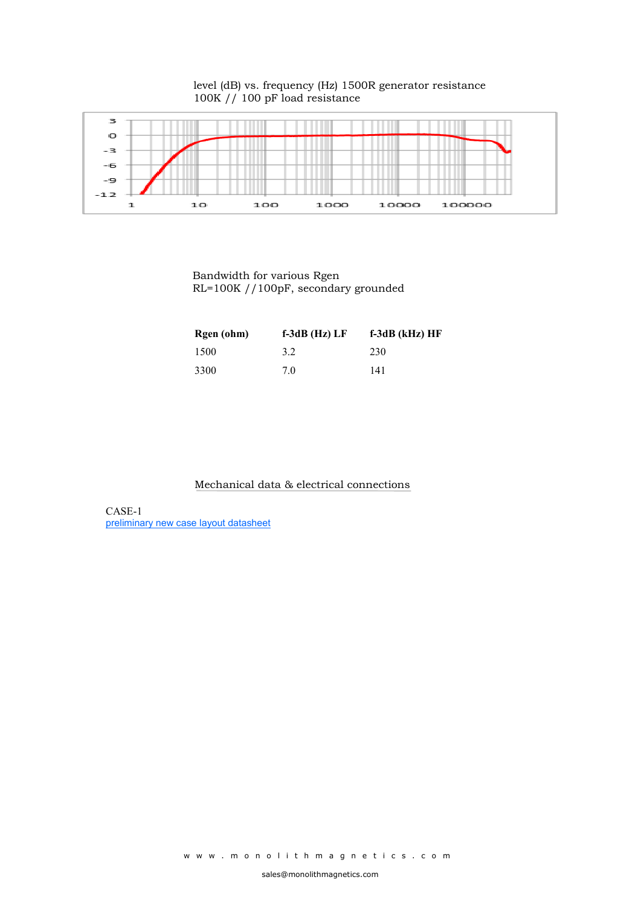level (dB) vs. frequency (Hz) 1500R generator resistance
100K // 100 pF load resistance

3
0
-3
-6
-9
-12

1
10
100
1000
10000
100000

Bandwidth for various Rgen
RL=100K //100pF, secondary grounded

| Rgen (ohm) | f-3dB (Hz) LF | f-3dB (kHz) HF |
|---|---|---|
| 1500 | 3.2 | 230 |
| 3300 | 7.0 | 141 |

## Mechanical data & electrical connections

CASE-1

preliminary new case layout datasheet

www.monolithmagnetics.com

sales@monolithmagnetics.com